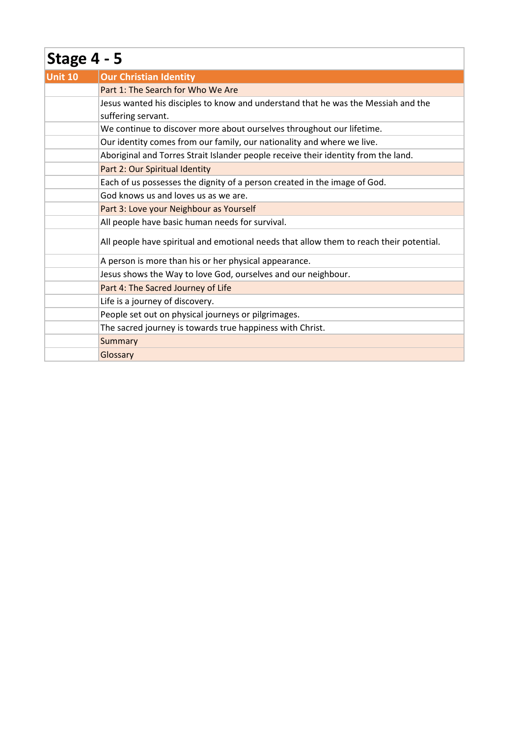# Stage 4 - 5

| Unit 10 | Our Christian Identity |
|---|---|
| | Part 1: The Search for Who We Are |
| | Jesus wanted his disciples to know and understand that he was the Messiah and the suffering servant. |
| | We continue to discover more about ourselves throughout our lifetime. |
| | Our identity comes from our family, our nationality and where we live. |
| | Aboriginal and Torres Strait Islander people receive their identity from the land. |
| | Part 2: Our Spiritual Identity |
| | Each of us possesses the dignity of a person created in the image of God. |
| | God knows us and loves us as we are. |
| | Part 3: Love your Neighbour as Yourself |
| | All people have basic human needs for survival. |
| | All people have spiritual and emotional needs that allow them to reach their potential. |
| | A person is more than his or her physical appearance. |
| | Jesus shows the Way to love God, ourselves and our neighbour. |
| | Part 4: The Sacred Journey of Life |
| | Life is a journey of discovery. |
| | People set out on physical journeys or pilgrimages. |
| | The sacred journey is towards true happiness with Christ. |
| | Summary |
| | Glossary |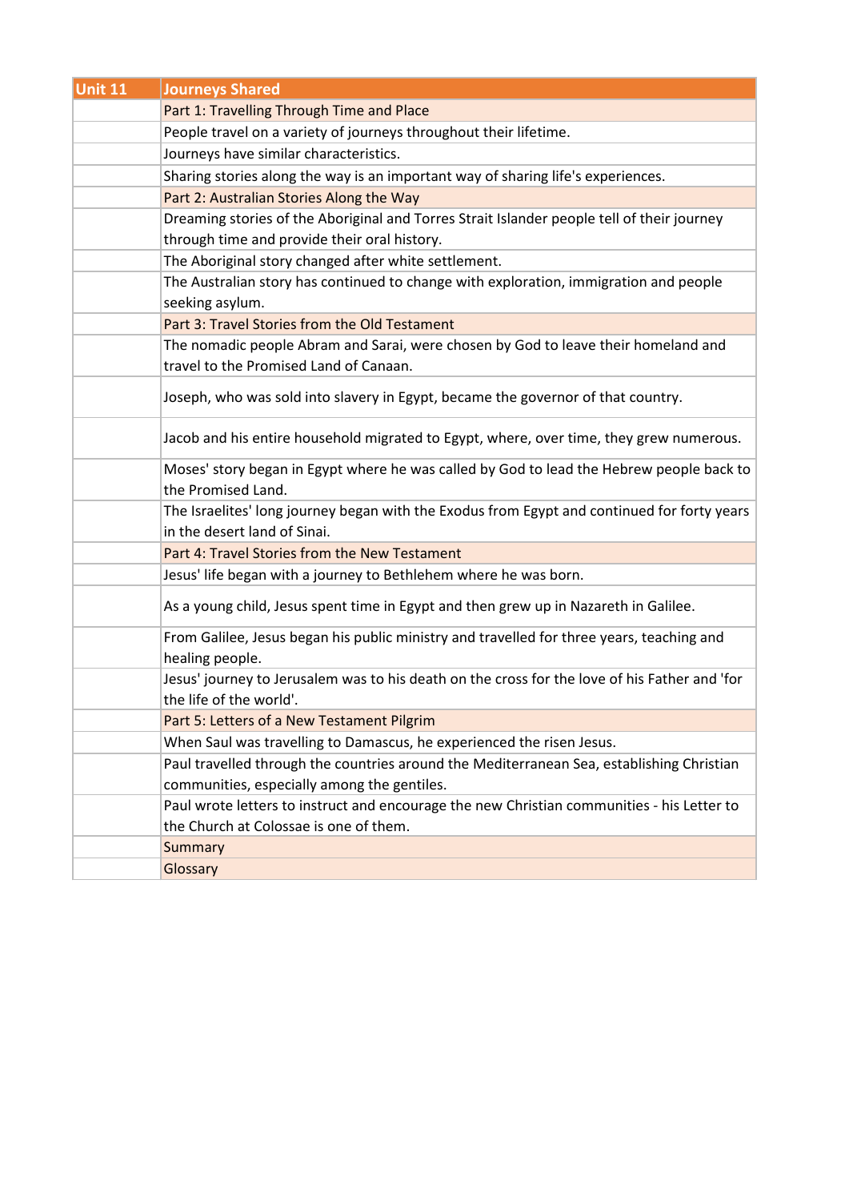| Unit 11 | Journeys Shared |
| --- | --- |
| | Part 1: Travelling Through Time and Place |
| | People travel on a variety of journeys throughout their lifetime. |
| | Journeys have similar characteristics. |
| | Sharing stories along the way is an important way of sharing life's experiences. |
| | Part 2: Australian Stories Along the Way |
| | Dreaming stories of the Aboriginal and Torres Strait Islander people tell of their journey through time and provide their oral history. |
| | The Aboriginal story changed after white settlement. |
| | The Australian story has continued to change with exploration, immigration and people seeking asylum. |
| | Part 3: Travel Stories from the Old Testament |
| | The nomadic people Abram and Sarai, were chosen by God to leave their homeland and travel to the Promised Land of Canaan. |
| | Joseph, who was sold into slavery in Egypt, became the governor of that country. |
| | Jacob and his entire household migrated to Egypt, where, over time, they grew numerous. |
| | Moses' story began in Egypt where he was called by God to lead the Hebrew people back to the Promised Land. |
| | The Israelites' long journey began with the Exodus from Egypt and continued for forty years in the desert land of Sinai. |
| | Part 4: Travel Stories from the New Testament |
| | Jesus' life began with a journey to Bethlehem where he was born. |
| | As a young child, Jesus spent time in Egypt and then grew up in Nazareth in Galilee. |
| | From Galilee, Jesus began his public ministry and travelled for three years, teaching and healing people. |
| | Jesus' journey to Jerusalem was to his death on the cross for the love of his Father and 'for the life of the world'. |
| | Part 5: Letters of a New Testament Pilgrim |
| | When Saul was travelling to Damascus, he experienced the risen Jesus. |
| | Paul travelled through the countries around the Mediterranean Sea, establishing Christian communities, especially among the gentiles. |
| | Paul wrote letters to instruct and encourage the new Christian communities - his Letter to the Church at Colossae is one of them. |
| | Summary |
| | Glossary |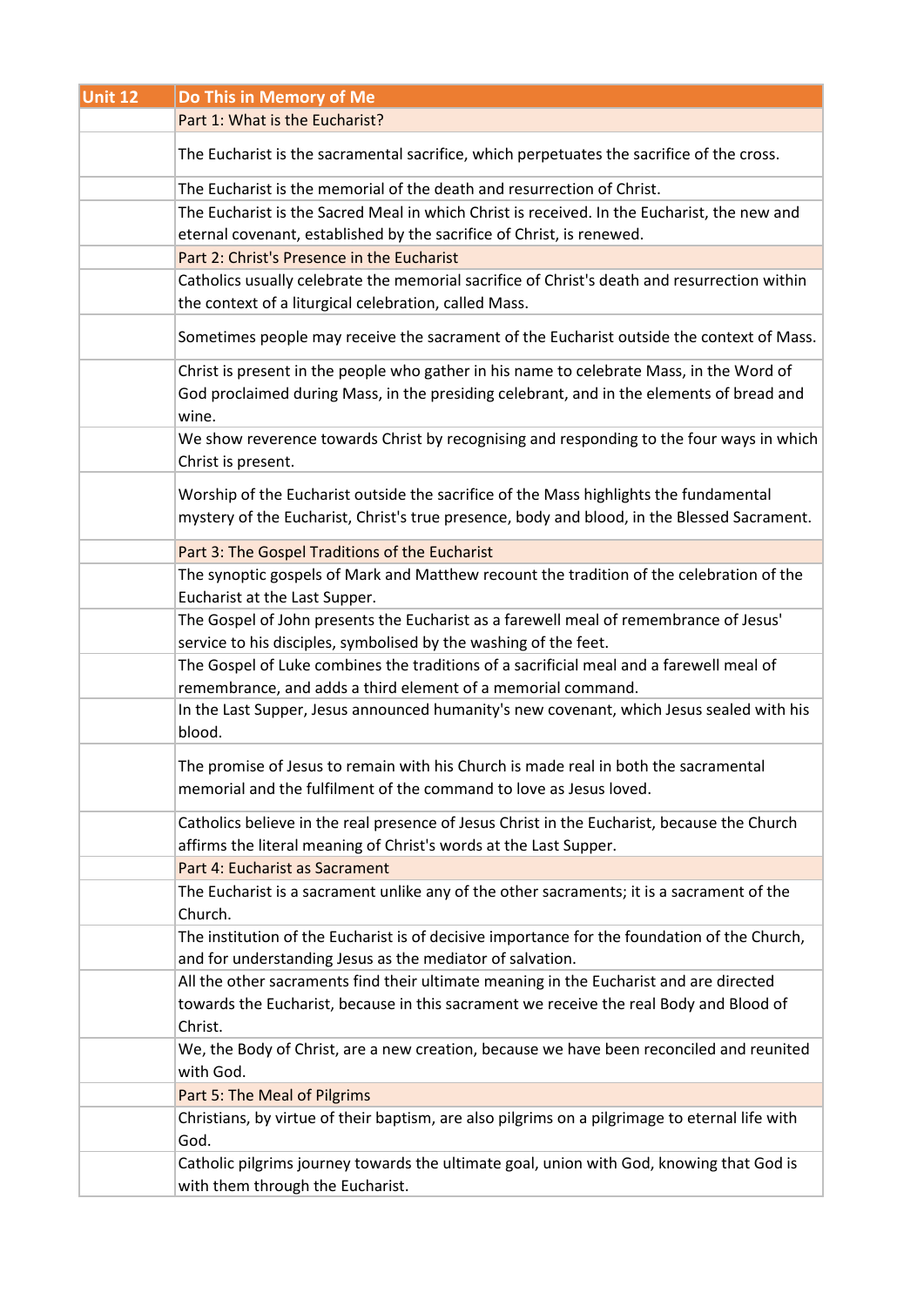| Unit 12 | Do This in Memory of Me |
|---|---|
| | Part 1: What is the Eucharist? |
| | The Eucharist is the sacramental sacrifice, which perpetuates the sacrifice of the cross. |
| | The Eucharist is the memorial of the death and resurrection of Christ. |
| | The Eucharist is the Sacred Meal in which Christ is received. In the Eucharist, the new and eternal covenant, established by the sacrifice of Christ, is renewed. |
| | Part 2: Christ's Presence in the Eucharist |
| | Catholics usually celebrate the memorial sacrifice of Christ's death and resurrection within the context of a liturgical celebration, called Mass. |
| | Sometimes people may receive the sacrament of the Eucharist outside the context of Mass. |
| | Christ is present in the people who gather in his name to celebrate Mass, in the Word of God proclaimed during Mass, in the presiding celebrant, and in the elements of bread and wine. |
| | We show reverence towards Christ by recognising and responding to the four ways in which Christ is present. |
| | Worship of the Eucharist outside the sacrifice of the Mass highlights the fundamental mystery of the Eucharist, Christ's true presence, body and blood, in the Blessed Sacrament. |
| | Part 3: The Gospel Traditions of the Eucharist |
| | The synoptic gospels of Mark and Matthew recount the tradition of the celebration of the Eucharist at the Last Supper. |
| | The Gospel of John presents the Eucharist as a farewell meal of remembrance of Jesus' service to his disciples, symbolised by the washing of the feet. |
| | The Gospel of Luke combines the traditions of a sacrificial meal and a farewell meal of remembrance, and adds a third element of a memorial command. |
| | In the Last Supper, Jesus announced humanity's new covenant, which Jesus sealed with his blood. |
| | The promise of Jesus to remain with his Church is made real in both the sacramental memorial and the fulfilment of the command to love as Jesus loved. |
| | Catholics believe in the real presence of Jesus Christ in the Eucharist, because the Church affirms the literal meaning of Christ's words at the Last Supper. |
| | Part 4: Eucharist as Sacrament |
| | The Eucharist is a sacrament unlike any of the other sacraments; it is a sacrament of the Church. |
| | The institution of the Eucharist is of decisive importance for the foundation of the Church, and for understanding Jesus as the mediator of salvation. |
| | All the other sacraments find their ultimate meaning in the Eucharist and are directed towards the Eucharist, because in this sacrament we receive the real Body and Blood of Christ. |
| | We, the Body of Christ, are a new creation, because we have been reconciled and reunited with God. |
| | Part 5: The Meal of Pilgrims |
| | Christians, by virtue of their baptism, are also pilgrims on a pilgrimage to eternal life with God. |
| | Catholic pilgrims journey towards the ultimate goal, union with God, knowing that God is with them through the Eucharist. |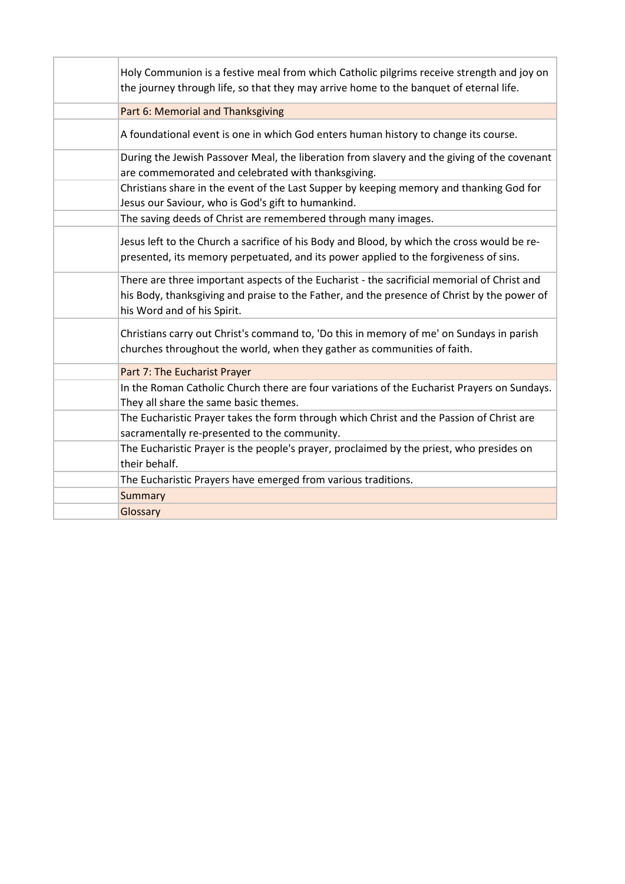| | |
|---|---|
| | Holy Communion is a festive meal from which Catholic pilgrims receive strength and joy on the journey through life, so that they may arrive home to the banquet of eternal life. |
| | Part 6: Memorial and Thanksgiving |
| | A foundational event is one in which God enters human history to change its course. |
| | During the Jewish Passover Meal, the liberation from slavery and the giving of the covenant are commemorated and celebrated with thanksgiving. |
| | Christians share in the event of the Last Supper by keeping memory and thanking God for Jesus our Saviour, who is God's gift to humankind. |
| | The saving deeds of Christ are remembered through many images. |
| | Jesus left to the Church a sacrifice of his Body and Blood, by which the cross would be re-presented, its memory perpetuated, and its power applied to the forgiveness of sins. |
| | There are three important aspects of the Eucharist - the sacrificial memorial of Christ and his Body, thanksgiving and praise to the Father, and the presence of Christ by the power of his Word and of his Spirit. |
| | Christians carry out Christ's command to, 'Do this in memory of me' on Sundays in parish churches throughout the world, when they gather as communities of faith. |
| | Part 7: The Eucharist Prayer |
| | In the Roman Catholic Church there are four variations of the Eucharist Prayers on Sundays. They all share the same basic themes. |
| | The Eucharistic Prayer takes the form through which Christ and the Passion of Christ are sacramentally re-presented to the community. |
| | The Eucharistic Prayer is the people's prayer, proclaimed by the priest, who presides on their behalf. |
| | The Eucharistic Prayers have emerged from various traditions. |
| | Summary |
| | Glossary |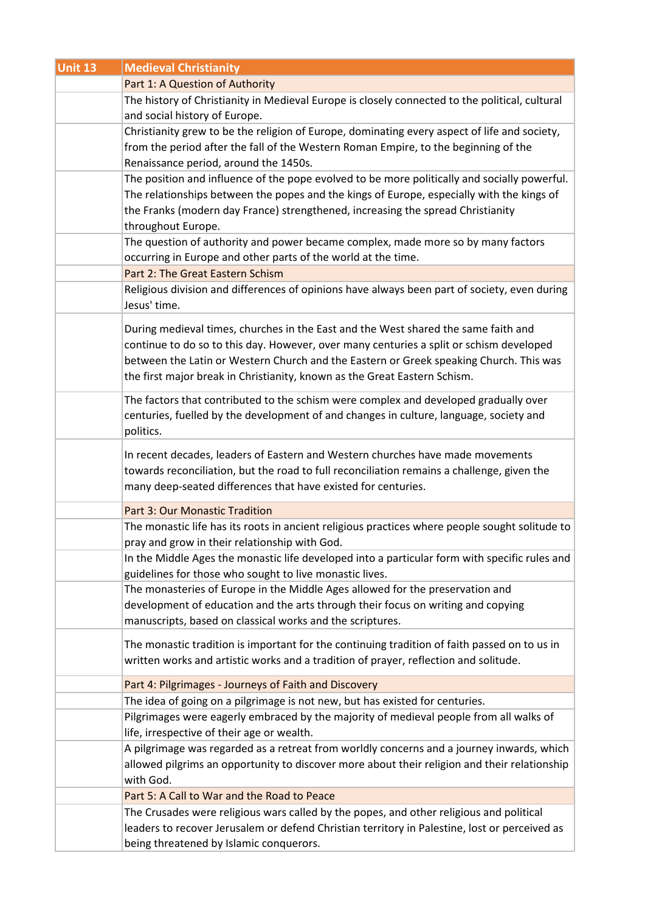| Unit 13 | Medieval Christianity |
|---|---|
| | Part 1: A Question of Authority |
| | The history of Christianity in Medieval Europe is closely connected to the political, cultural and social history of Europe. |
| | Christianity grew to be the religion of Europe, dominating every aspect of life and society, from the period after the fall of the Western Roman Empire, to the beginning of the Renaissance period, around the 1450s. |
| | The position and influence of the pope evolved to be more politically and socially powerful. The relationships between the popes and the kings of Europe, especially with the kings of the Franks (modern day France) strengthened, increasing the spread Christianity throughout Europe. |
| | The question of authority and power became complex, made more so by many factors occurring in Europe and other parts of the world at the time. |
| | Part 2: The Great Eastern Schism |
| | Religious division and differences of opinions have always been part of society, even during Jesus' time. |
| | During medieval times, churches in the East and the West shared the same faith and continue to do so to this day. However, over many centuries a split or schism developed between the Latin or Western Church and the Eastern or Greek speaking Church. This was the first major break in Christianity, known as the Great Eastern Schism. |
| | The factors that contributed to the schism were complex and developed gradually over centuries, fuelled by the development of and changes in culture, language, society and politics. |
| | In recent decades, leaders of Eastern and Western churches have made movements towards reconciliation, but the road to full reconciliation remains a challenge, given the many deep-seated differences that have existed for centuries. |
| | Part 3: Our Monastic Tradition |
| | The monastic life has its roots in ancient religious practices where people sought solitude to pray and grow in their relationship with God. |
| | In the Middle Ages the monastic life developed into a particular form with specific rules and guidelines for those who sought to live monastic lives. |
| | The monasteries of Europe in the Middle Ages allowed for the preservation and development of education and the arts through their focus on writing and copying manuscripts, based on classical works and the scriptures. |
| | The monastic tradition is important for the continuing tradition of faith passed on to us in written works and artistic works and a tradition of prayer, reflection and solitude. |
| | Part 4: Pilgrimages - Journeys of Faith and Discovery |
| | The idea of going on a pilgrimage is not new, but has existed for centuries. |
| | Pilgrimages were eagerly embraced by the majority of medieval people from all walks of life, irrespective of their age or wealth. |
| | A pilgrimage was regarded as a retreat from worldly concerns and a journey inwards, which allowed pilgrims an opportunity to discover more about their religion and their relationship with God. |
| | Part 5: A Call to War and the Road to Peace |
| | The Crusades were religious wars called by the popes, and other religious and political leaders to recover Jerusalem or defend Christian territory in Palestine, lost or perceived as being threatened by Islamic conquerors. |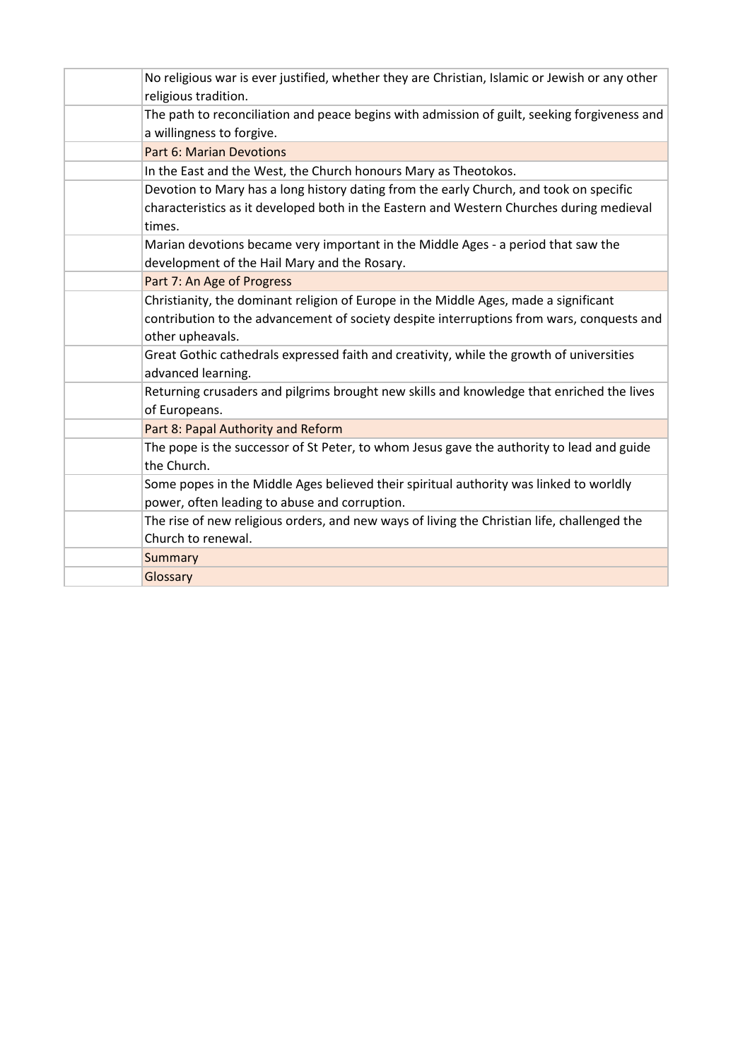| | |
|---|---|
| | No religious war is ever justified, whether they are Christian, Islamic or Jewish or any other religious tradition. |
| | The path to reconciliation and peace begins with admission of guilt, seeking forgiveness and a willingness to forgive. |
| | Part 6: Marian Devotions |
| | In the East and the West, the Church honours Mary as Theotokos. |
| | Devotion to Mary has a long history dating from the early Church, and took on specific characteristics as it developed both in the Eastern and Western Churches during medieval times. |
| | Marian devotions became very important in the Middle Ages - a period that saw the development of the Hail Mary and the Rosary. |
| | Part 7: An Age of Progress |
| | Christianity, the dominant religion of Europe in the Middle Ages, made a significant contribution to the advancement of society despite interruptions from wars, conquests and other upheavals. |
| | Great Gothic cathedrals expressed faith and creativity, while the growth of universities advanced learning. |
| | Returning crusaders and pilgrims brought new skills and knowledge that enriched the lives of Europeans. |
| | Part 8: Papal Authority and Reform |
| | The pope is the successor of St Peter, to whom Jesus gave the authority to lead and guide the Church. |
| | Some popes in the Middle Ages believed their spiritual authority was linked to worldly power, often leading to abuse and corruption. |
| | The rise of new religious orders, and new ways of living the Christian life, challenged the Church to renewal. |
| | Summary |
| | Glossary |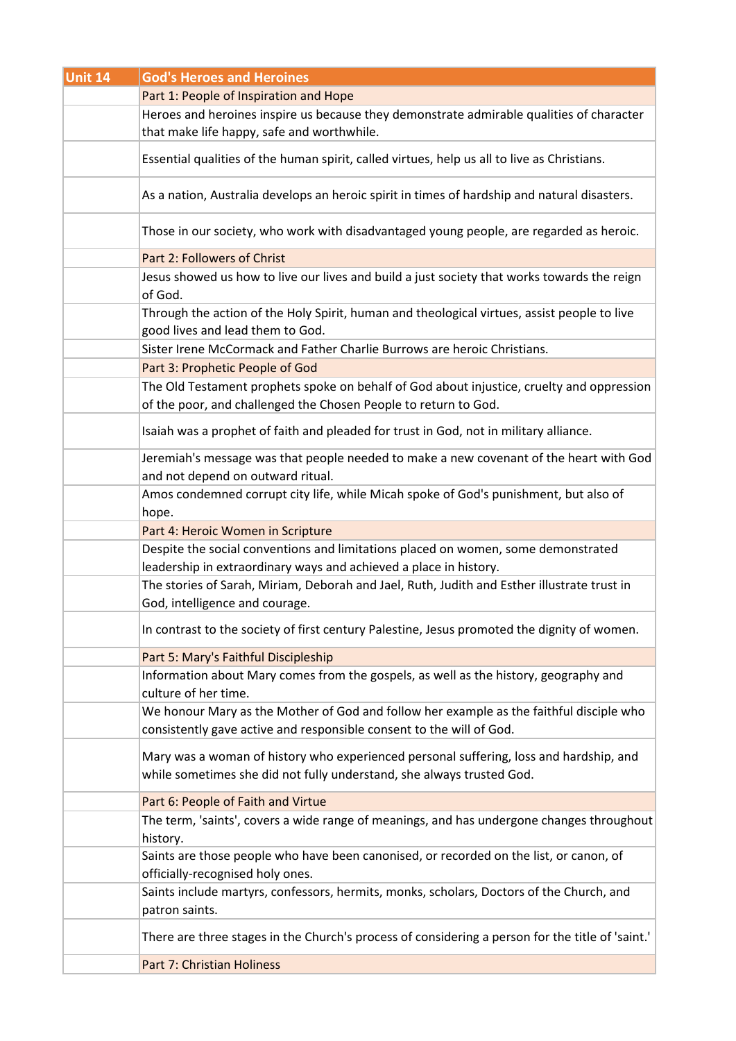| Unit 14 | God's Heroes and Heroines |
|---|---|
| | Part 1: People of Inspiration and Hope |
| | Heroes and heroines inspire us because they demonstrate admirable qualities of character that make life happy, safe and worthwhile. |
| | Essential qualities of the human spirit, called virtues, help us all to live as Christians. |
| | As a nation, Australia develops an heroic spirit in times of hardship and natural disasters. |
| | Those in our society, who work with disadvantaged young people, are regarded as heroic. |
| | Part 2: Followers of Christ |
| | Jesus showed us how to live our lives and build a just society that works towards the reign of God. |
| | Through the action of the Holy Spirit, human and theological virtues, assist people to live good lives and lead them to God. |
| | Sister Irene McCormack and Father Charlie Burrows are heroic Christians. |
| | Part 3: Prophetic People of God |
| | The Old Testament prophets spoke on behalf of God about injustice, cruelty and oppression of the poor, and challenged the Chosen People to return to God. |
| | Isaiah was a prophet of faith and pleaded for trust in God, not in military alliance. |
| | Jeremiah's message was that people needed to make a new covenant of the heart with God and not depend on outward ritual. |
| | Amos condemned corrupt city life, while Micah spoke of God's punishment, but also of hope. |
| | Part 4: Heroic Women in Scripture |
| | Despite the social conventions and limitations placed on women, some demonstrated leadership in extraordinary ways and achieved a place in history. |
| | The stories of Sarah, Miriam, Deborah and Jael, Ruth, Judith and Esther illustrate trust in God, intelligence and courage. |
| | In contrast to the society of first century Palestine, Jesus promoted the dignity of women. |
| | Part 5: Mary's Faithful Discipleship |
| | Information about Mary comes from the gospels, as well as the history, geography and culture of her time. |
| | We honour Mary as the Mother of God and follow her example as the faithful disciple who consistently gave active and responsible consent to the will of God. |
| | Mary was a woman of history who experienced personal suffering, loss and hardship, and while sometimes she did not fully understand, she always trusted God. |
| | Part 6: People of Faith and Virtue |
| | The term, 'saints', covers a wide range of meanings, and has undergone changes throughout history. |
| | Saints are those people who have been canonised, or recorded on the list, or canon, of officially-recognised holy ones. |
| | Saints include martyrs, confessors, hermits, monks, scholars, Doctors of the Church, and patron saints. |
| | There are three stages in the Church's process of considering a person for the title of 'saint.' |
| | Part 7: Christian Holiness |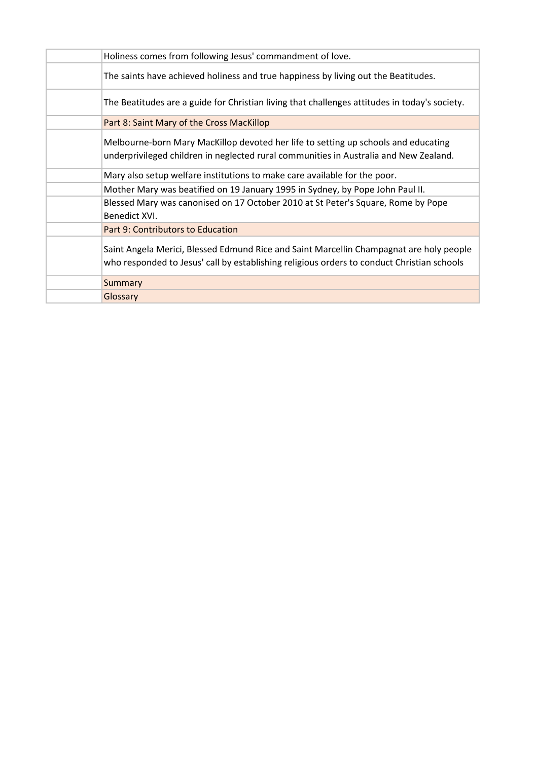| | |
|---|---|
| | Holiness comes from following Jesus' commandment of love. |
| | The saints have achieved holiness and true happiness by living out the Beatitudes. |
| | The Beatitudes are a guide for Christian living that challenges attitudes in today's society. |
| | Part 8: Saint Mary of the Cross MacKillop |
| | Melbourne-born Mary MacKillop devoted her life to setting up schools and educating underprivileged children in neglected rural communities in Australia and New Zealand. |
| | Mary also setup welfare institutions to make care available for the poor. |
| | Mother Mary was beatified on 19 January 1995 in Sydney, by Pope John Paul II. |
| | Blessed Mary was canonised on 17 October 2010 at St Peter's Square, Rome by Pope Benedict XVI. |
| | Part 9: Contributors to Education |
| | Saint Angela Merici, Blessed Edmund Rice and Saint Marcellin Champagnat are holy people who responded to Jesus' call by establishing religious orders to conduct Christian schools |
| | Summary |
| | Glossary |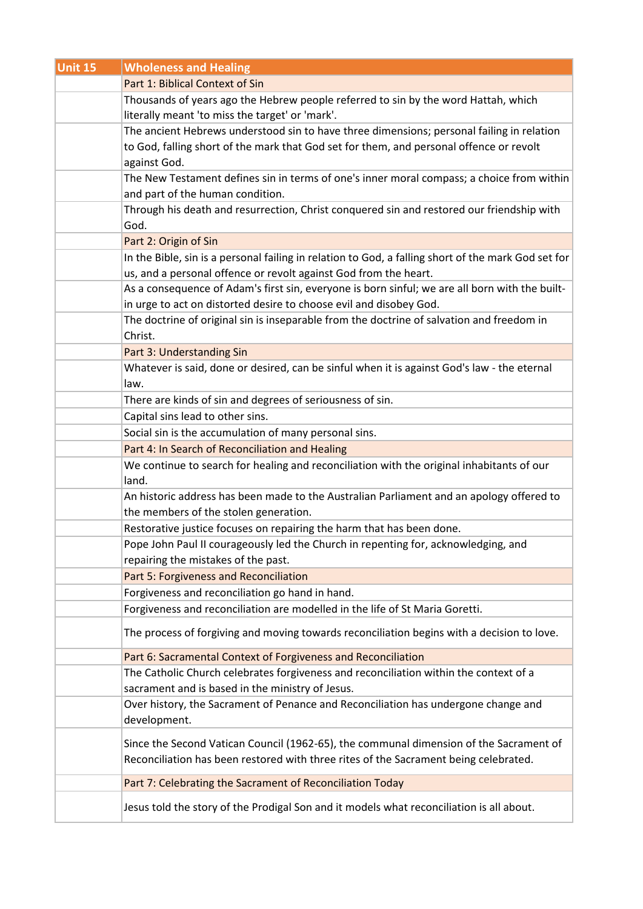| Unit 15 | Wholeness and Healing |
| --- | --- |
| | Part 1: Biblical Context of Sin |
| | Thousands of years ago the Hebrew people referred to sin by the word Hattah, which literally meant 'to miss the target' or 'mark'. |
| | The ancient Hebrews understood sin to have three dimensions; personal failing in relation to God, falling short of the mark that God set for them, and personal offence or revolt against God. |
| | The New Testament defines sin in terms of one's inner moral compass; a choice from within and part of the human condition. |
| | Through his death and resurrection, Christ conquered sin and restored our friendship with God. |
| | Part 2: Origin of Sin |
| | In the Bible, sin is a personal failing in relation to God, a falling short of the mark God set for us, and a personal offence or revolt against God from the heart. |
| | As a consequence of Adam's first sin, everyone is born sinful; we are all born with the built-in urge to act on distorted desire to choose evil and disobey God. |
| | The doctrine of original sin is inseparable from the doctrine of salvation and freedom in Christ. |
| | Part 3: Understanding Sin |
| | Whatever is said, done or desired, can be sinful when it is against God's law - the eternal law. |
| | There are kinds of sin and degrees of seriousness of sin. |
| | Capital sins lead to other sins. |
| | Social sin is the accumulation of many personal sins. |
| | Part 4: In Search of Reconciliation and Healing |
| | We continue to search for healing and reconciliation with the original inhabitants of our land. |
| | An historic address has been made to the Australian Parliament and an apology offered to the members of the stolen generation. |
| | Restorative justice focuses on repairing the harm that has been done. |
| | Pope John Paul II courageously led the Church in repenting for, acknowledging, and repairing the mistakes of the past. |
| | Part 5: Forgiveness and Reconciliation |
| | Forgiveness and reconciliation go hand in hand. |
| | Forgiveness and reconciliation are modelled in the life of St Maria Goretti. |
| | The process of forgiving and moving towards reconciliation begins with a decision to love. |
| | Part 6: Sacramental Context of Forgiveness and Reconciliation |
| | The Catholic Church celebrates forgiveness and reconciliation within the context of a sacrament and is based in the ministry of Jesus. |
| | Over history, the Sacrament of Penance and Reconciliation has undergone change and development. |
| | Since the Second Vatican Council (1962-65), the communal dimension of the Sacrament of Reconciliation has been restored with three rites of the Sacrament being celebrated. |
| | Part 7: Celebrating the Sacrament of Reconciliation Today |
| | Jesus told the story of the Prodigal Son and it models what reconciliation is all about. |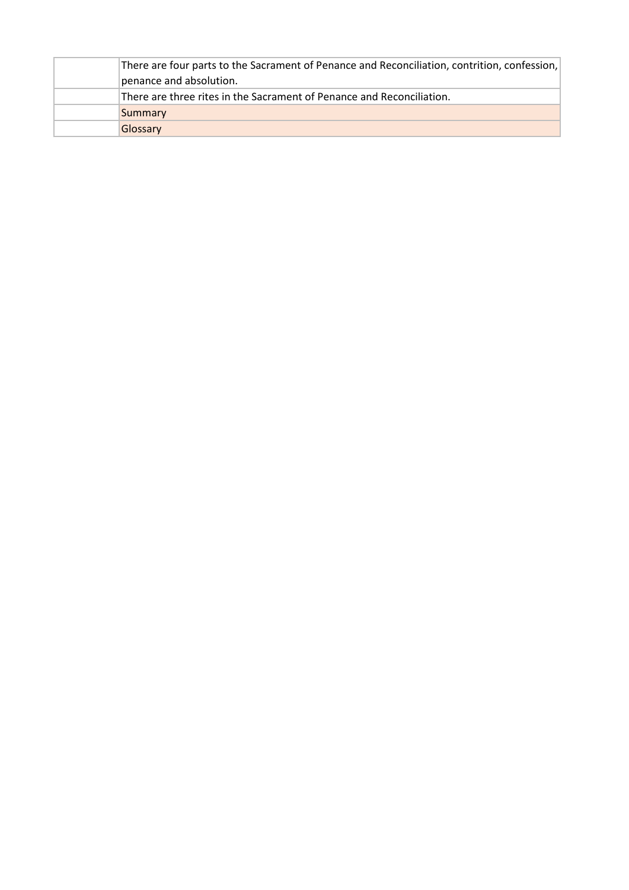| | |
|---|---|
| | There are four parts to the Sacrament of Penance and Reconciliation, contrition, confession, penance and absolution. |
| | There are three rites in the Sacrament of Penance and Reconciliation. |
| | Summary |
| | Glossary |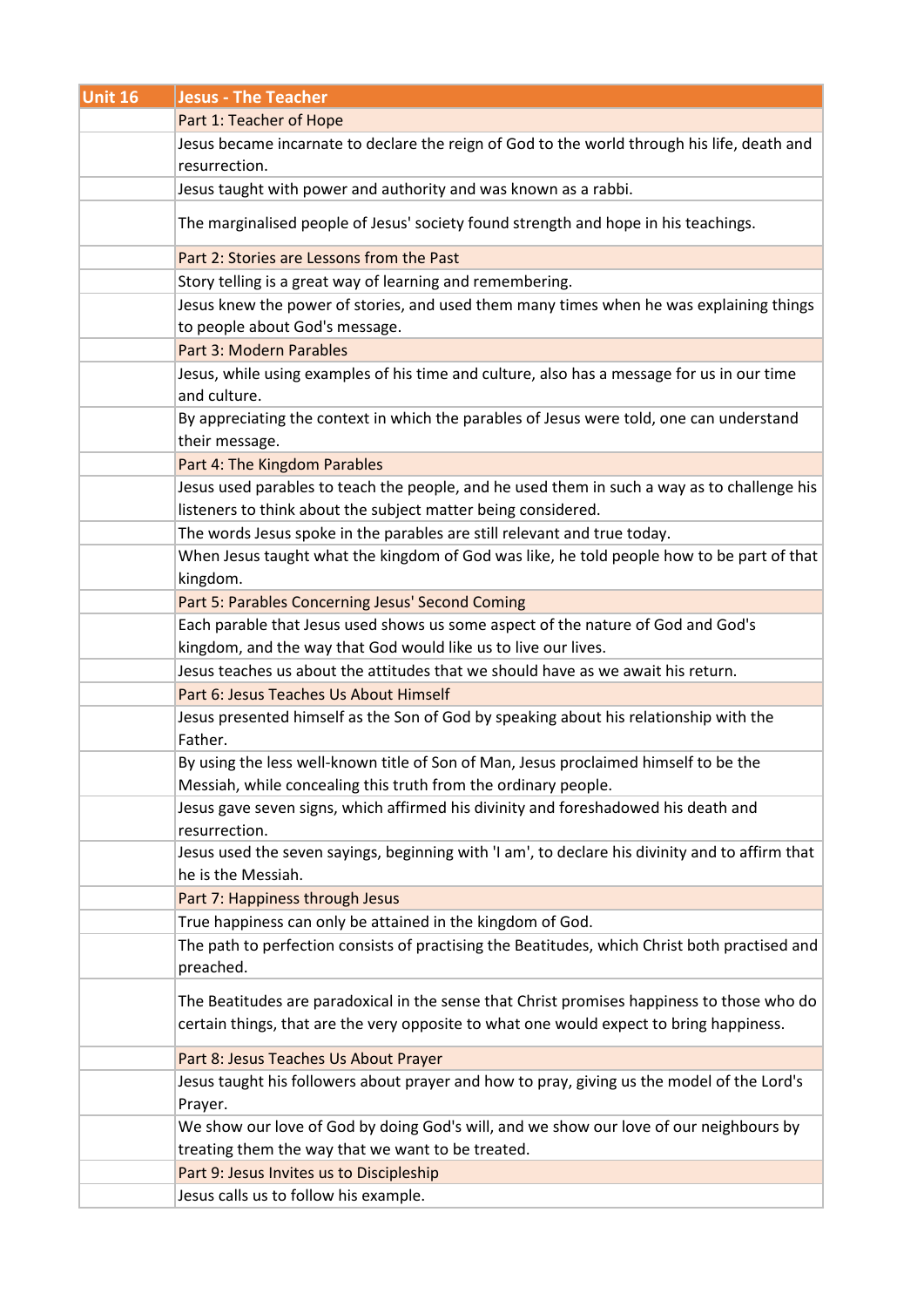| Unit 16 | Jesus - The Teacher |
| --- | --- |
| | Part 1: Teacher of Hope |
| | Jesus became incarnate to declare the reign of God to the world through his life, death and resurrection. |
| | Jesus taught with power and authority and was known as a rabbi. |
| | The marginalised people of Jesus' society found strength and hope in his teachings. |
| | Part 2: Stories are Lessons from the Past |
| | Story telling is a great way of learning and remembering. |
| | Jesus knew the power of stories, and used them many times when he was explaining things to people about God's message. |
| | Part 3: Modern Parables |
| | Jesus, while using examples of his time and culture, also has a message for us in our time and culture. |
| | By appreciating the context in which the parables of Jesus were told, one can understand their message. |
| | Part 4: The Kingdom Parables |
| | Jesus used parables to teach the people, and he used them in such a way as to challenge his listeners to think about the subject matter being considered. |
| | The words Jesus spoke in the parables are still relevant and true today. |
| | When Jesus taught what the kingdom of God was like, he told people how to be part of that kingdom. |
| | Part 5: Parables Concerning Jesus' Second Coming |
| | Each parable that Jesus used shows us some aspect of the nature of God and God's kingdom, and the way that God would like us to live our lives. |
| | Jesus teaches us about the attitudes that we should have as we await his return. |
| | Part 6: Jesus Teaches Us About Himself |
| | Jesus presented himself as the Son of God by speaking about his relationship with the Father. |
| | By using the less well-known title of Son of Man, Jesus proclaimed himself to be the Messiah, while concealing this truth from the ordinary people. |
| | Jesus gave seven signs, which affirmed his divinity and foreshadowed his death and resurrection. |
| | Jesus used the seven sayings, beginning with 'I am', to declare his divinity and to affirm that he is the Messiah. |
| | Part 7: Happiness through Jesus |
| | True happiness can only be attained in the kingdom of God. |
| | The path to perfection consists of practising the Beatitudes, which Christ both practised and preached. |
| | The Beatitudes are paradoxical in the sense that Christ promises happiness to those who do certain things, that are the very opposite to what one would expect to bring happiness. |
| | Part 8: Jesus Teaches Us About Prayer |
| | Jesus taught his followers about prayer and how to pray, giving us the model of the Lord's Prayer. |
| | We show our love of God by doing God's will, and we show our love of our neighbours by treating them the way that we want to be treated. |
| | Part 9: Jesus Invites us to Discipleship |
| | Jesus calls us to follow his example. |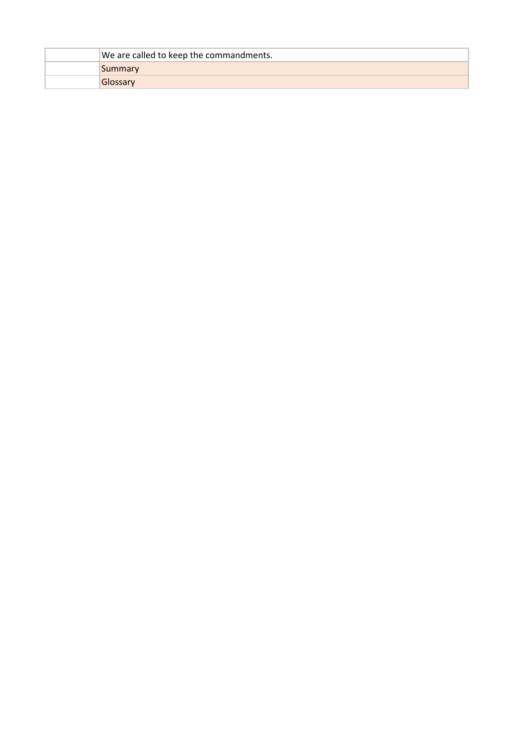| | |
|---|---|
| | We are called to keep the commandments. |
| | Summary |
| | Glossary |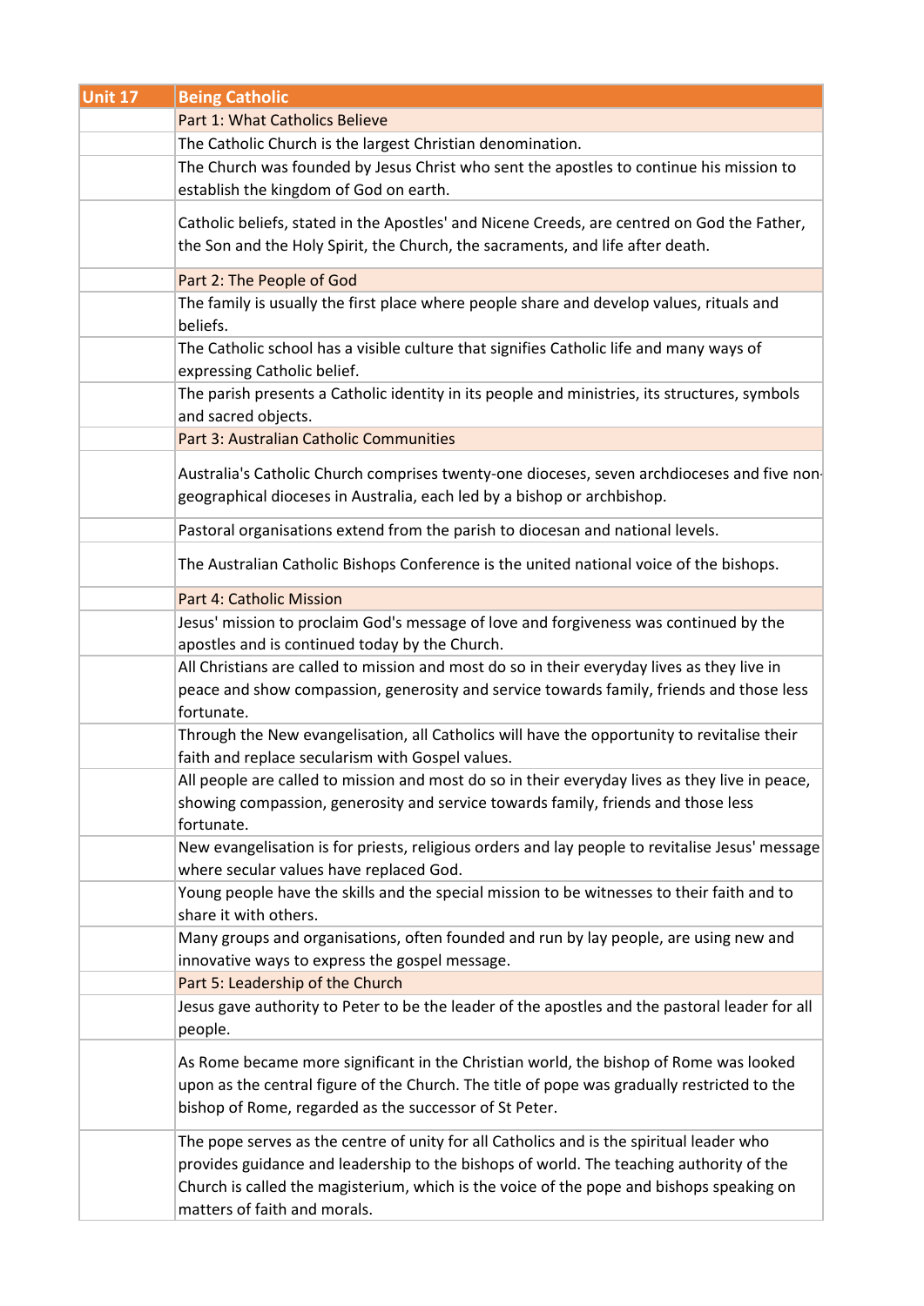| Unit 17 | Being Catholic |
|---|---|
| | Part 1: What Catholics Believe |
| | The Catholic Church is the largest Christian denomination. |
| | The Church was founded by Jesus Christ who sent the apostles to continue his mission to establish the kingdom of God on earth. |
| | Catholic beliefs, stated in the Apostles' and Nicene Creeds, are centred on God the Father, the Son and the Holy Spirit, the Church, the sacraments, and life after death. |
| | Part 2: The People of God |
| | The family is usually the first place where people share and develop values, rituals and beliefs. |
| | The Catholic school has a visible culture that signifies Catholic life and many ways of expressing Catholic belief. |
| | The parish presents a Catholic identity in its people and ministries, its structures, symbols and sacred objects. |
| | Part 3: Australian Catholic Communities |
| | Australia's Catholic Church comprises twenty-one dioceses, seven archdioceses and five non-geographical dioceses in Australia, each led by a bishop or archbishop. |
| | Pastoral organisations extend from the parish to diocesan and national levels. |
| | The Australian Catholic Bishops Conference is the united national voice of the bishops. |
| | Part 4: Catholic Mission |
| | Jesus' mission to proclaim God's message of love and forgiveness was continued by the apostles and is continued today by the Church. |
| | All Christians are called to mission and most do so in their everyday lives as they live in peace and show compassion, generosity and service towards family, friends and those less fortunate. |
| | Through the New evangelisation, all Catholics will have the opportunity to revitalise their faith and replace secularism with Gospel values. |
| | All people are called to mission and most do so in their everyday lives as they live in peace, showing compassion, generosity and service towards family, friends and those less fortunate. |
| | New evangelisation is for priests, religious orders and lay people to revitalise Jesus' message where secular values have replaced God. |
| | Young people have the skills and the special mission to be witnesses to their faith and to share it with others. |
| | Many groups and organisations, often founded and run by lay people, are using new and innovative ways to express the gospel message. |
| | Part 5: Leadership of the Church |
| | Jesus gave authority to Peter to be the leader of the apostles and the pastoral leader for all people. |
| | As Rome became more significant in the Christian world, the bishop of Rome was looked upon as the central figure of the Church. The title of pope was gradually restricted to the bishop of Rome, regarded as the successor of St Peter. |
| | The pope serves as the centre of unity for all Catholics and is the spiritual leader who provides guidance and leadership to the bishops of world. The teaching authority of the Church is called the magisterium, which is the voice of the pope and bishops speaking on matters of faith and morals. |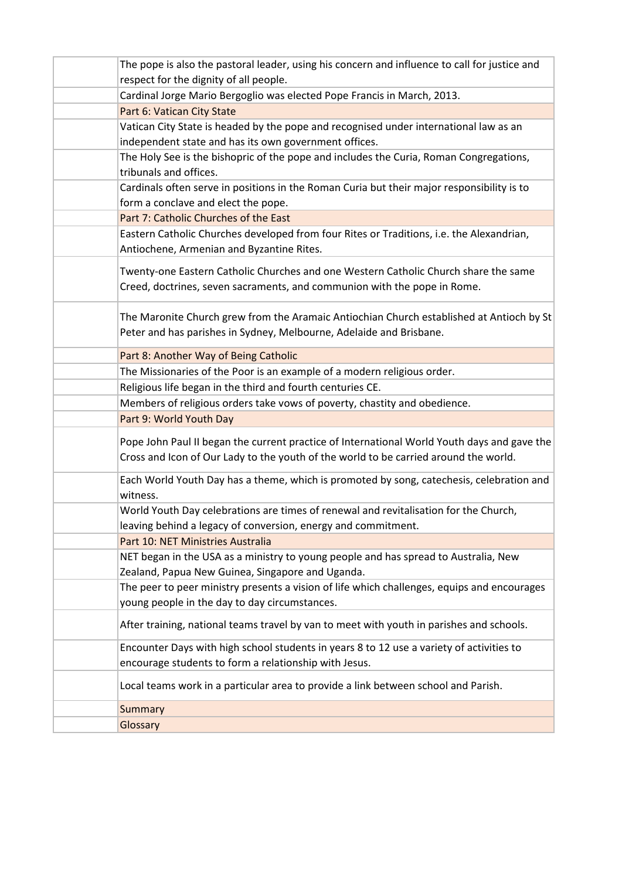| | |
|---|---|
| | The pope is also the pastoral leader, using his concern and influence to call for justice and respect for the dignity of all people. |
| | Cardinal Jorge Mario Bergoglio was elected Pope Francis in March, 2013. |
| | Part 6: Vatican City State |
| | Vatican City State is headed by the pope and recognised under international law as an independent state and has its own government offices. |
| | The Holy See is the bishopric of the pope and includes the Curia, Roman Congregations, tribunals and offices. |
| | Cardinals often serve in positions in the Roman Curia but their major responsibility is to form a conclave and elect the pope. |
| | Part 7: Catholic Churches of the East |
| | Eastern Catholic Churches developed from four Rites or Traditions, i.e. the Alexandrian, Antiochene, Armenian and Byzantine Rites. |
| | Twenty-one Eastern Catholic Churches and one Western Catholic Church share the same Creed, doctrines, seven sacraments, and communion with the pope in Rome. |
| | The Maronite Church grew from the Aramaic Antiochian Church established at Antioch by St Peter and has parishes in Sydney, Melbourne, Adelaide and Brisbane. |
| | Part 8: Another Way of Being Catholic |
| | The Missionaries of the Poor is an example of a modern religious order. |
| | Religious life began in the third and fourth centuries CE. |
| | Members of religious orders take vows of poverty, chastity and obedience. |
| | Part 9: World Youth Day |
| | Pope John Paul II began the current practice of International World Youth days and gave the Cross and Icon of Our Lady to the youth of the world to be carried around the world. |
| | Each World Youth Day has a theme, which is promoted by song, catechesis, celebration and witness. |
| | World Youth Day celebrations are times of renewal and revitalisation for the Church, leaving behind a legacy of conversion, energy and commitment. |
| | Part 10: NET Ministries Australia |
| | NET began in the USA as a ministry to young people and has spread to Australia, New Zealand, Papua New Guinea, Singapore and Uganda. |
| | The peer to peer ministry presents a vision of life which challenges, equips and encourages young people in the day to day circumstances. |
| | After training, national teams travel by van to meet with youth in parishes and schools. |
| | Encounter Days with high school students in years 8 to 12 use a variety of activities to encourage students to form a relationship with Jesus. |
| | Local teams work in a particular area to provide a link between school and Parish. |
| | Summary |
| | Glossary |